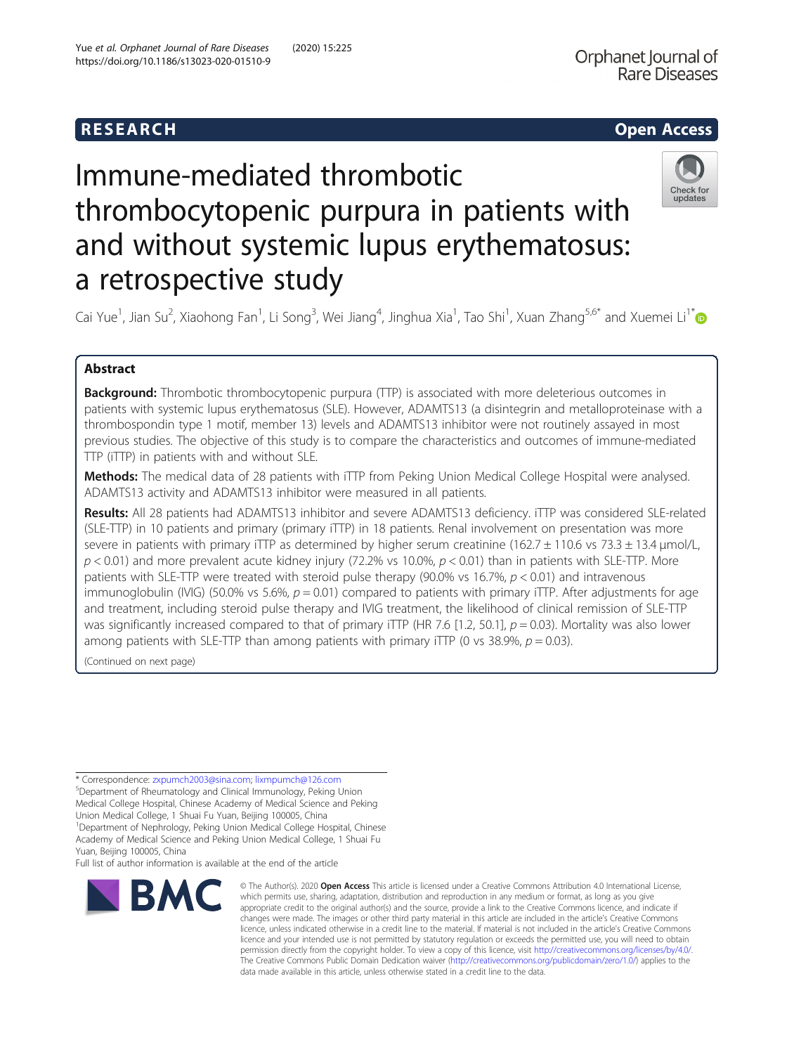# RESEARCH

# Immune-mediated thrombotic thrombocytopenic purpura in patients with and without systemic lupus erythematosus: a retrospective study

Cai Yue[1], Jian Su[2], Xiaohong Fan[1], Li Song[3], Wei Jiang[4], Jinghua Xia[1], Tao Shi[1], Xuan Zhang[5,6*] and Xuemei Li[1*]

## Abstract

**Background:** Thrombotic thrombocytopenic purpura (TTP) is associated with more deleterious outcomes in patients with systemic lupus erythematosus (SLE). However, ADAMTS13 (a disintegrin and metalloproteinase with a thrombospondin type 1 motif, member 13) levels and ADAMTS13 inhibitor were not routinely assayed in most previous studies. The objective of this study is to compare the characteristics and outcomes of immune-mediated TTP (iTTP) in patients with and without SLE.

**Methods:** The medical data of 28 patients with iTTP from Peking Union Medical College Hospital were analysed. ADAMTS13 activity and ADAMTS13 inhibitor were measured in all patients.

**Results:** All 28 patients had ADAMTS13 inhibitor and severe ADAMTS13 deficiency. iTTP was considered SLE-related (SLE-TTP) in 10 patients and primary (primary iTTP) in 18 patients. Renal involvement on presentation was more severe in patients with primary iTTP as determined by higher serum creatinine (162.7 ± 110.6 vs 73.3 ± 13.4 μmol/L, $p < 0.01$) and more prevalent acute kidney injury (72.2% vs 10.0%, $p < 0.01$) than in patients with SLE-TTP. More patients with SLE-TTP were treated with steroid pulse therapy (90.0% vs 16.7%, $p < 0.01$) and intravenous immunoglobulin (IVIG) (50.0% vs 5.6%, $p = 0.01$) compared to patients with primary iTTP. After adjustments for age and treatment, including steroid pulse therapy and IVIG treatment, the likelihood of clinical remission of SLE-TTP was significantly increased compared to that of primary iTTP (HR 7.6 [1.2, 50.1], $p = 0.03$). Mortality was also lower among patients with SLE-TTP than among patients with primary iTTP (0 vs 38.9%, $p = 0.03$).

(Continued on next page)

* Correspondence: zxpumch2003@sina.com; lixmpumch@126.com
[5]Department of Rheumatology and Clinical Immunology, Peking Union Medical College Hospital, Chinese Academy of Medical Science and Peking Union Medical College, 1 Shuai Fu Yuan, Beijing 100005, China
[1]Department of Nephrology, Peking Union Medical College Hospital, Chinese Academy of Medical Science and Peking Union Medical College, 1 Shuai Fu Yuan, Beijing 100005, China
Full list of author information is available at the end of the article

© The Author(s). 2020 **Open Access** This article is licensed under a Creative Commons Attribution 4.0 International License, which permits use, sharing, adaptation, distribution and reproduction in any medium or format, as long as you give appropriate credit to the original author(s) and the source, provide a link to the Creative Commons licence, and indicate if changes were made. The images or other third party material in this article are included in the article's Creative Commons licence, unless indicated otherwise in a credit line to the material. If material is not included in the article's Creative Commons licence and your intended use is not permitted by statutory regulation or exceeds the permitted use, you will need to obtain permission directly from the copyright holder. To view a copy of this licence, visit http://creativecommons.org/licenses/by/4.0/. The Creative Commons Public Domain Dedication waiver (http://creativecommons.org/publicdomain/zero/1.0/) applies to the data made available in this article, unless otherwise stated in a credit line to the data.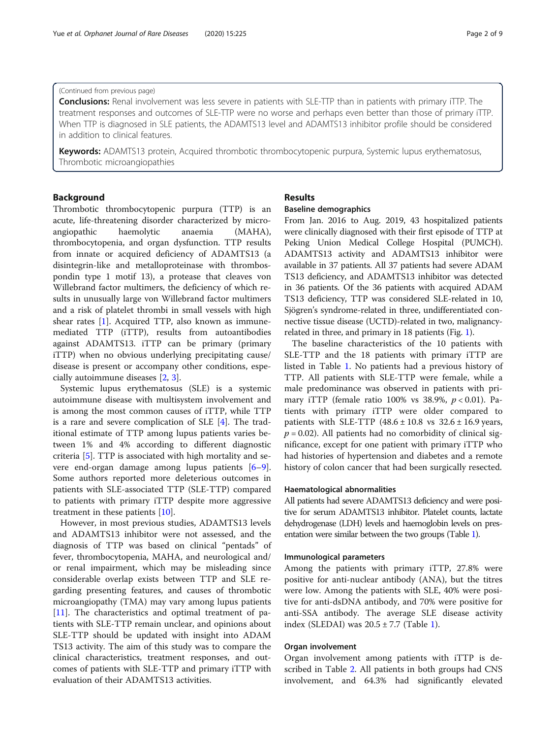(Continued from previous page)

**Conclusions:** Renal involvement was less severe in patients with SLE-TTP than in patients with primary iTTP. The treatment responses and outcomes of SLE-TTP were no worse and perhaps even better than those of primary iTTP. When TTP is diagnosed in SLE patients, the ADAMTS13 level and ADAMTS13 inhibitor profile should be considered in addition to clinical features.

**Keywords:** ADAMTS13 protein, Acquired thrombotic thrombocytopenic purpura, Systemic lupus erythematosus, Thrombotic microangiopathies

## Background

Thrombotic thrombocytopenic purpura (TTP) is an acute, life-threatening disorder characterized by microangiopathic haemolytic anaemia (MAHA), thrombocytopenia, and organ dysfunction. TTP results from innate or acquired deficiency of ADAMTS13 (a disintegrin-like and metalloproteinase with thrombospondin type 1 motif 13), a protease that cleaves von Willebrand factor multimers, the deficiency of which results in unusually large von Willebrand factor multimers and a risk of platelet thrombi in small vessels with high shear rates [1]. Acquired TTP, also known as immune-mediated TTP (iTTP), results from autoantibodies against ADAMTS13. iTTP can be primary (primary iTTP) when no obvious underlying precipitating cause/disease is present or accompany other conditions, especially autoimmune diseases [2, 3].

Systemic lupus erythematosus (SLE) is a systemic autoimmune disease with multisystem involvement and is among the most common causes of iTTP, while TTP is a rare and severe complication of SLE [4]. The traditional estimate of TTP among lupus patients varies between 1% and 4% according to different diagnostic criteria [5]. TTP is associated with high mortality and severe end-organ damage among lupus patients [6–9]. Some authors reported more deleterious outcomes in patients with SLE-associated TTP (SLE-TTP) compared to patients with primary iTTP despite more aggressive treatment in these patients [10].

However, in most previous studies, ADAMTS13 levels and ADAMTS13 inhibitor were not assessed, and the diagnosis of TTP was based on clinical "pentads" of fever, thrombocytopenia, MAHA, and neurological and/or renal impairment, which may be misleading since considerable overlap exists between TTP and SLE regarding presenting features, and causes of thrombotic microangiopathy (TMA) may vary among lupus patients [11]. The characteristics and optimal treatment of patients with SLE-TTP remain unclear, and opinions about SLE-TTP should be updated with insight into ADAMTS13 activity. The aim of this study was to compare the clinical characteristics, treatment responses, and outcomes of patients with SLE-TTP and primary iTTP with evaluation of their ADAMTS13 activities.

## Results

### Baseline demographics

From Jan. 2016 to Aug. 2019, 43 hospitalized patients were clinically diagnosed with their first episode of TTP at Peking Union Medical College Hospital (PUMCH). ADAMTS13 activity and ADAMTS13 inhibitor were available in 37 patients. All 37 patients had severe ADAMTS13 deficiency, and ADAMTS13 inhibitor was detected in 36 patients. Of the 36 patients with acquired ADAMTS13 deficiency, TTP was considered SLE-related in 10, Sjögren's syndrome-related in three, undifferentiated connective tissue disease (UCTD)-related in two, malignancy-related in three, and primary in 18 patients (Fig. 1).

The baseline characteristics of the 10 patients with SLE-TTP and the 18 patients with primary iTTP are listed in Table 1. No patients had a previous history of TTP. All patients with SLE-TTP were female, while a male predominance was observed in patients with primary iTTP (female ratio 100% vs 38.9%, $p < 0.01$). Patients with primary iTTP were older compared to patients with SLE-TTP ($48.6 \pm 10.8$ vs $32.6 \pm 16.9$ years, $p = 0.02$). All patients had no comorbidity of clinical significance, except for one patient with primary iTTP who had histories of hypertension and diabetes and a remote history of colon cancer that had been surgically resected.

### Haematological abnormalities

All patients had severe ADAMTS13 deficiency and were positive for serum ADAMTS13 inhibitor. Platelet counts, lactate dehydrogenase (LDH) levels and haemoglobin levels on presentation were similar between the two groups (Table 1).

### Immunological parameters

Among the patients with primary iTTP, 27.8% were positive for anti-nuclear antibody (ANA), but the titres were low. Among the patients with SLE, 40% were positive for anti-dsDNA antibody, and 70% were positive for anti-SSA antibody. The average SLE disease activity index (SLEDAI) was $20.5 \pm 7.7$ (Table 1).

### Organ involvement

Organ involvement among patients with iTTP is described in Table 2. All patients in both groups had CNS involvement, and 64.3% had significantly elevated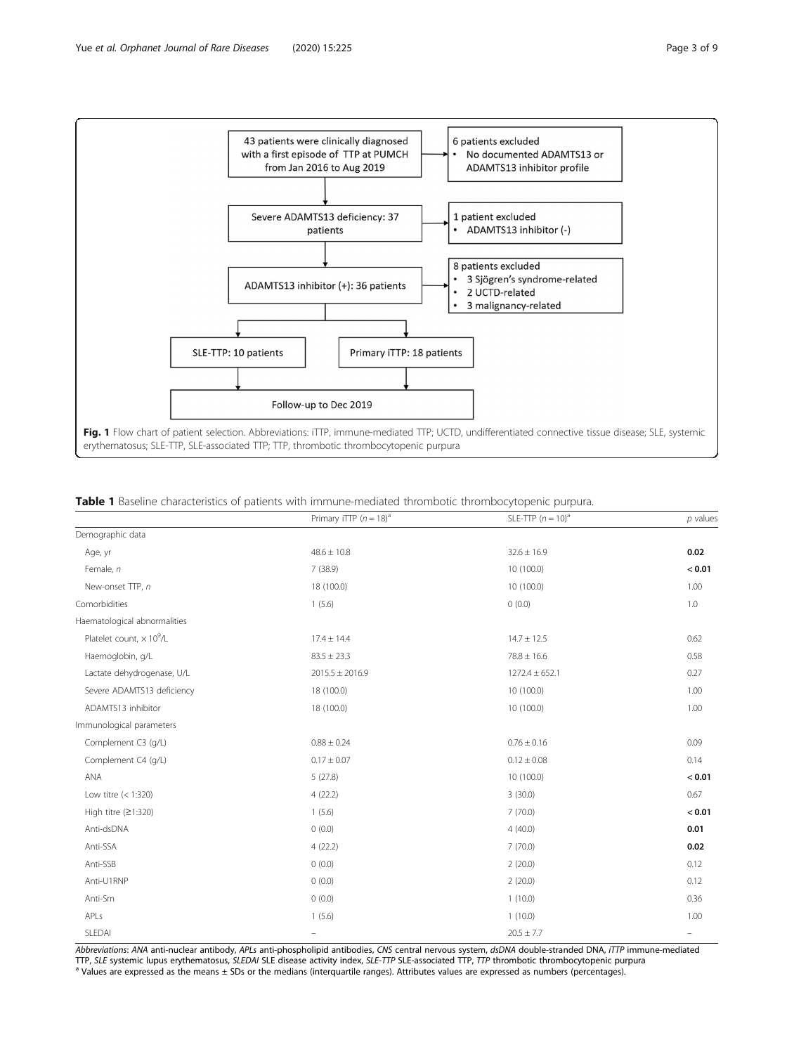43 patients were clinically diagnosed with a first episode of TTP at PUMCH from Jan 2016 to Aug 2019

→ 6 patients excluded
- No documented ADAMTS13 or ADAMTS13 inhibitor profile

Severe ADAMTS13 deficiency: 37 patients

→ 1 patient excluded
- ADAMTS13 inhibitor (-)

ADAMTS13 inhibitor (+): 36 patients

→ 8 patients excluded
- 3 Sjögren's syndrome-related
- 2 UCTD-related
- 3 malignancy-related

SLE-TTP: 10 patients | Primary iTTP: 18 patients

Follow-up to Dec 2019

**Fig. 1** Flow chart of patient selection. Abbreviations: iTTP, immune-mediated TTP; UCTD, undifferentiated connective tissue disease; SLE, systemic erythematosus; SLE-TTP, SLE-associated TTP; TTP, thrombotic thrombocytopenic purpura

**Table 1** Baseline characteristics of patients with immune-mediated thrombotic thrombocytopenic purpura.

| | Primary iTTP ($n = 18$)[a] | SLE-TTP ($n = 10$)[a] | *p* values |
|---|---|---|---|
| Demographic data | | | |
| Age, yr | 48.6 ± 10.8 | 32.6 ± 16.9 | **0.02** |
| Female, *n* | 7 (38.9) | 10 (100.0) | **< 0.01** |
| New-onset TTP, *n* | 18 (100.0) | 10 (100.0) | 1.00 |
| Comorbidities | 1 (5.6) | 0 (0.0) | 1.0 |
| Haematological abnormalities | | | |
| Platelet count, $\times 10^9$/L | 17.4 ± 14.4 | 14.7 ± 12.5 | 0.62 |
| Haemoglobin, g/L | 83.5 ± 23.3 | 78.8 ± 16.6 | 0.58 |
| Lactate dehydrogenase, U/L | 2015.5 ± 2016.9 | 1272.4 ± 652.1 | 0.27 |
| Severe ADAMTS13 deficiency | 18 (100.0) | 10 (100.0) | 1.00 |
| ADAMTS13 inhibitor | 18 (100.0) | 10 (100.0) | 1.00 |
| Immunological parameters | | | |
| Complement C3 (g/L) | 0.88 ± 0.24 | 0.76 ± 0.16 | 0.09 |
| Complement C4 (g/L) | 0.17 ± 0.07 | 0.12 ± 0.08 | 0.14 |
| ANA | 5 (27.8) | 10 (100.0) | **< 0.01** |
| Low titre (< 1:320) | 4 (22.2) | 3 (30.0) | 0.67 |
| High titre (≥1:320) | 1 (5.6) | 7 (70.0) | **< 0.01** |
| Anti-dsDNA | 0 (0.0) | 4 (40.0) | **0.01** |
| Anti-SSA | 4 (22.2) | 7 (70.0) | **0.02** |
| Anti-SSB | 0 (0.0) | 2 (20.0) | 0.12 |
| Anti-U1RNP | 0 (0.0) | 2 (20.0) | 0.12 |
| Anti-Sm | 0 (0.0) | 1 (10.0) | 0.36 |
| APLs | 1 (5.6) | 1 (10.0) | 1.00 |
| SLEDAI | – | 20.5 ± 7.7 | – |

*Abbreviations*: *ANA* anti-nuclear antibody, *APLs* anti-phospholipid antibodies, *CNS* central nervous system, *dsDNA* double-stranded DNA, *iTTP* immune-mediated TTP, *SLE* systemic lupus erythematosus, *SLEDAI* SLE disease activity index, *SLE-TTP* SLE-associated TTP, *TTP* thrombotic thrombocytopenic purpura

[a] Values are expressed as the means ± SDs or the medians (interquartile ranges). Attributes values are expressed as numbers (percentages).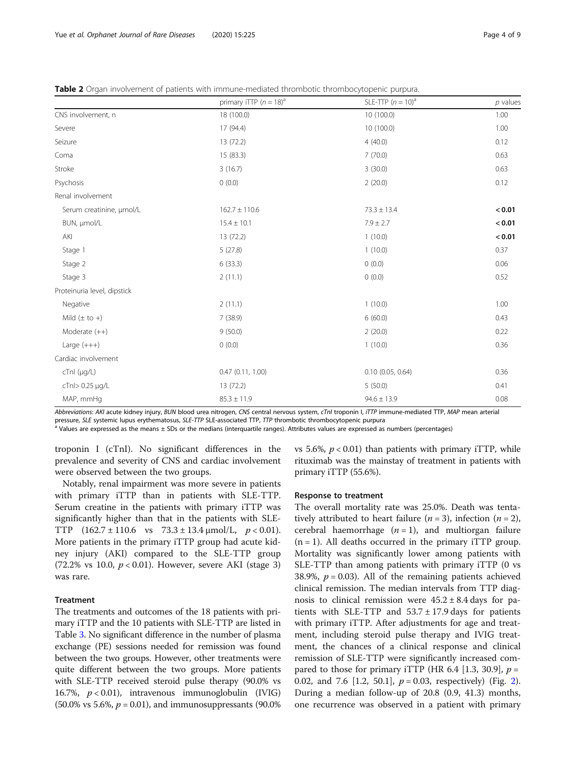**Table 2** Organ involvement of patients with immune-mediated thrombotic thrombocytopenic purpura.

| | primary iTTP ($n = 18$)[a] | SLE-TTP ($n = 10$)[a] | $p$ values |
|---|---|---|---|
| CNS involvement, n | 18 (100.0) | 10 (100.0) | 1.00 |
| Severe | 17 (94.4) | 10 (100.0) | 1.00 |
| Seizure | 13 (72.2) | 4 (40.0) | 0.12 |
| Coma | 15 (83.3) | 7 (70.0) | 0.63 |
| Stroke | 3 (16.7) | 3 (30.0) | 0.63 |
| Psychosis | 0 (0.0) | 2 (20.0) | 0.12 |
| Renal involvement | | | |
| Serum creatinine, μmol/L | 162.7 ± 110.6 | 73.3 ± 13.4 | **< 0.01** |
| BUN, μmol/L | 15.4 ± 10.1 | 7.9 ± 2.7 | **< 0.01** |
| AKI | 13 (72.2) | 1 (10.0) | **< 0.01** |
| Stage 1 | 5 (27.8) | 1 (10.0) | 0.37 |
| Stage 2 | 6 (33.3) | 0 (0.0) | 0.06 |
| Stage 3 | 2 (11.1) | 0 (0.0) | 0.52 |
| Proteinuria level, dipstick | | | |
| Negative | 2 (11.1) | 1 (10.0) | 1.00 |
| Mild (± to +) | 7 (38.9) | 6 (60.0) | 0.43 |
| Moderate (++) | 9 (50.0) | 2 (20.0) | 0.22 |
| Large (+++) | 0 (0.0) | 1 (10.0) | 0.36 |
| Cardiac involvement | | | |
| cTnI (μg/L) | 0.47 (0.11, 1.00) | 0.10 (0.05, 0.64) | 0.36 |
| cTnI> 0.25 μg/L | 13 (72.2) | 5 (50.0) | 0.41 |
| MAP, mmHg | 85.3 ± 11.9 | 94.6 ± 13.9 | 0.08 |

*Abbreviations*: *AKI* acute kidney injury, *BUN* blood urea nitrogen, *CNS* central nervous system, *cTnI* troponin I, *iTTP* immune-mediated TTP, *MAP* mean arterial pressure, *SLE* systemic lupus erythematosus, *SLE-TTP* SLE-associated TTP, *TTP* thrombotic thrombocytopenic purpura

[a] Values are expressed as the means ± SDs or the medians (interquartile ranges). Attributes values are expressed as numbers (percentages)

troponin I (cTnI). No significant differences in the prevalence and severity of CNS and cardiac involvement were observed between the two groups.

Notably, renal impairment was more severe in patients with primary iTTP than in patients with SLE-TTP. Serum creatine in the patients with primary iTTP was significantly higher than that in the patients with SLE-TTP (162.7 ± 110.6 vs 73.3 ± 13.4 μmol/L, $p < 0.01$). More patients in the primary iTTP group had acute kidney injury (AKI) compared to the SLE-TTP group (72.2% vs 10.0, $p < 0.01$). However, severe AKI (stage 3) was rare.

### Treatment

The treatments and outcomes of the 18 patients with primary iTTP and the 10 patients with SLE-TTP are listed in Table 3. No significant difference in the number of plasma exchange (PE) sessions needed for remission was found between the two groups. However, other treatments were quite different between the two groups. More patients with SLE-TTP received steroid pulse therapy (90.0% vs 16.7%, $p < 0.01$), intravenous immunoglobulin (IVIG) (50.0% vs 5.6%, $p = 0.01$), and immunosuppressants (90.0% vs 5.6%, $p < 0.01$) than patients with primary iTTP, while rituximab was the mainstay of treatment in patients with primary iTTP (55.6%).

### Response to treatment

The overall mortality rate was 25.0%. Death was tentatively attributed to heart failure ($n = 3$), infection ($n = 2$), cerebral haemorrhage ($n = 1$), and multiorgan failure ($n = 1$). All deaths occurred in the primary iTTP group. Mortality was significantly lower among patients with SLE-TTP than among patients with primary iTTP (0 vs 38.9%, $p = 0.03$). All of the remaining patients achieved clinical remission. The median intervals from TTP diagnosis to clinical remission were 45.2 ± 8.4 days for patients with SLE-TTP and 53.7 ± 17.9 days for patients with primary iTTP. After adjustments for age and treatment, including steroid pulse therapy and IVIG treatment, the chances of a clinical response and clinical remission of SLE-TTP were significantly increased compared to those for primary iTTP (HR 6.4 [1.3, 30.9], $p = 0.02$, and 7.6 [1.2, 50.1], $p = 0.03$, respectively) (Fig. 2). During a median follow-up of 20.8 (0.9, 41.3) months, one recurrence was observed in a patient with primary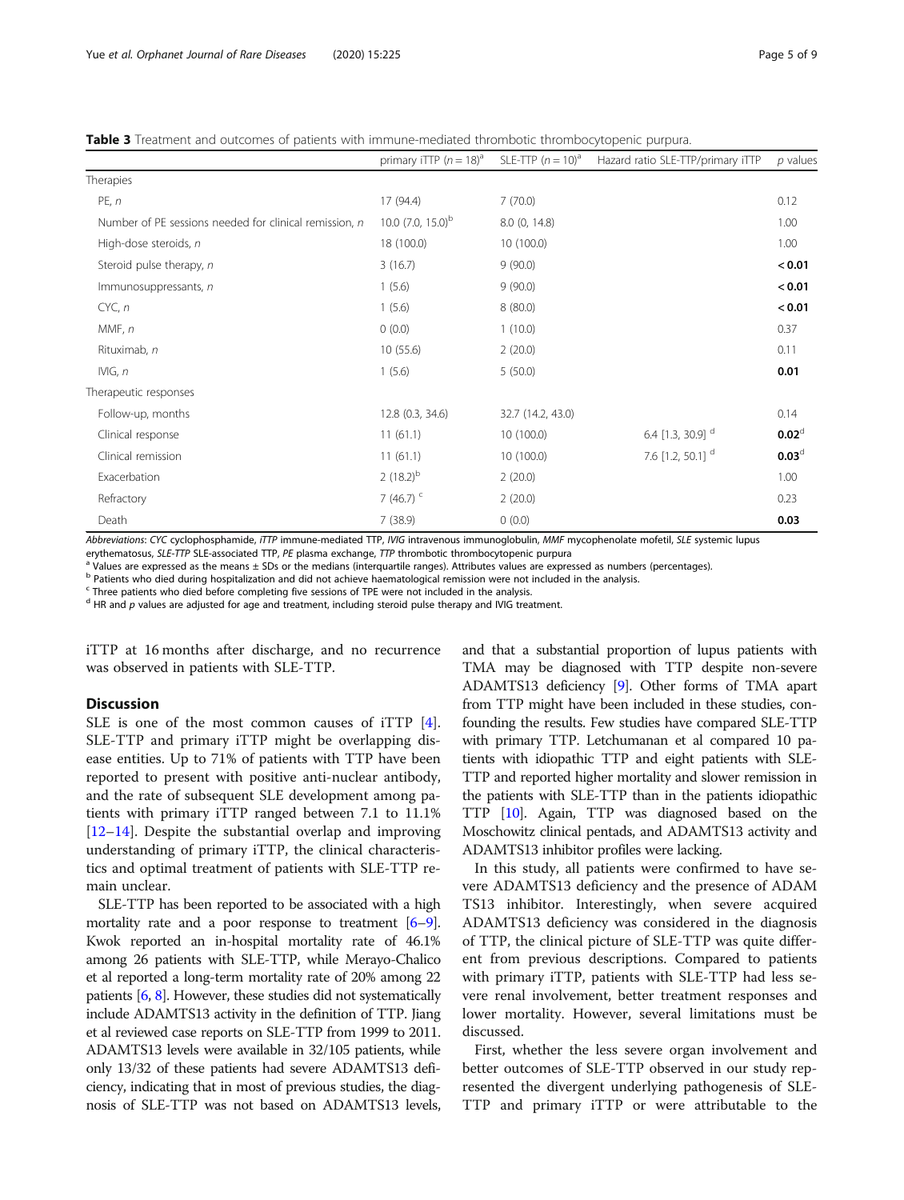**Table 3** Treatment and outcomes of patients with immune-mediated thrombotic thrombocytopenic purpura.

| | primary iTTP ($n = 18$)[a] | SLE-TTP ($n = 10$)[a] | Hazard ratio SLE-TTP/primary iTTP | p values |
|---|---|---|---|---|
| Therapies | | | | |
| PE, n | 17 (94.4) | 7 (70.0) | | 0.12 |
| Number of PE sessions needed for clinical remission, n | 10.0 (7.0, 15.0)[b] | 8.0 (0, 14.8) | | 1.00 |
| High-dose steroids, n | 18 (100.0) | 10 (100.0) | | 1.00 |
| Steroid pulse therapy, n | 3 (16.7) | 9 (90.0) | | **< 0.01** |
| Immunosuppressants, n | 1 (5.6) | 9 (90.0) | | **< 0.01** |
| CYC, n | 1 (5.6) | 8 (80.0) | | **< 0.01** |
| MMF, n | 0 (0.0) | 1 (10.0) | | 0.37 |
| Rituximab, n | 10 (55.6) | 2 (20.0) | | 0.11 |
| IVIG, n | 1 (5.6) | 5 (50.0) | | **0.01** |
| Therapeutic responses | | | | |
| Follow-up, months | 12.8 (0.3, 34.6) | 32.7 (14.2, 43.0) | | 0.14 |
| Clinical response | 11 (61.1) | 10 (100.0) | 6.4 [1.3, 30.9] [d] | **0.02**[d] |
| Clinical remission | 11 (61.1) | 10 (100.0) | 7.6 [1.2, 50.1] [d] | **0.03**[d] |
| Exacerbation | 2 (18.2)[b] | 2 (20.0) | | 1.00 |
| Refractory | 7 (46.7) [c] | 2 (20.0) | | 0.23 |
| Death | 7 (38.9) | 0 (0.0) | | **0.03** |

*Abbreviations*: *CYC* cyclophosphamide, *iTTP* immune-mediated TTP, *IVIG* intravenous immunoglobulin, *MMF* mycophenolate mofetil, *SLE* systemic lupus erythematosus, *SLE-TTP* SLE-associated TTP, *PE* plasma exchange, *TTP* thrombotic thrombocytopenic purpura

[a] Values are expressed as the means ± SDs or the medians (interquartile ranges). Attributes values are expressed as numbers (percentages).

[b] Patients who died during hospitalization and did not achieve haematological remission were not included in the analysis.

[c] Three patients who died before completing five sessions of TPE were not included in the analysis.

[d] HR and p values are adjusted for age and treatment, including steroid pulse therapy and IVIG treatment.

iTTP at 16 months after discharge, and no recurrence was observed in patients with SLE-TTP.

## Discussion

SLE is one of the most common causes of iTTP [4]. SLE-TTP and primary iTTP might be overlapping disease entities. Up to 71% of patients with TTP have been reported to present with positive anti-nuclear antibody, and the rate of subsequent SLE development among patients with primary iTTP ranged between 7.1 to 11.1% [12–14]. Despite the substantial overlap and improving understanding of primary iTTP, the clinical characteristics and optimal treatment of patients with SLE-TTP remain unclear.

SLE-TTP has been reported to be associated with a high mortality rate and a poor response to treatment [6–9]. Kwok reported an in-hospital mortality rate of 46.1% among 26 patients with SLE-TTP, while Merayo-Chalico et al reported a long-term mortality rate of 20% among 22 patients [6, 8]. However, these studies did not systematically include ADAMTS13 activity in the definition of TTP. Jiang et al reviewed case reports on SLE-TTP from 1999 to 2011. ADAMTS13 levels were available in 32/105 patients, while only 13/32 of these patients had severe ADAMTS13 deficiency, indicating that in most of previous studies, the diagnosis of SLE-TTP was not based on ADAMTS13 levels, and that a substantial proportion of lupus patients with TMA may be diagnosed with TTP despite non-severe ADAMTS13 deficiency [9]. Other forms of TMA apart from TTP might have been included in these studies, confounding the results. Few studies have compared SLE-TTP with primary TTP. Letchumanan et al compared 10 patients with idiopathic TTP and eight patients with SLE-TTP and reported higher mortality and slower remission in the patients with SLE-TTP than in the patients idiopathic TTP [10]. Again, TTP was diagnosed based on the Moschowitz clinical pentads, and ADAMTS13 activity and ADAMTS13 inhibitor profiles were lacking.

In this study, all patients were confirmed to have severe ADAMTS13 deficiency and the presence of ADAMTS13 inhibitor. Interestingly, when severe acquired ADAMTS13 deficiency was considered in the diagnosis of TTP, the clinical picture of SLE-TTP was quite different from previous descriptions. Compared to patients with primary iTTP, patients with SLE-TTP had less severe renal involvement, better treatment responses and lower mortality. However, several limitations must be discussed.

First, whether the less severe organ involvement and better outcomes of SLE-TTP observed in our study represented the divergent underlying pathogenesis of SLE-TTP and primary iTTP or were attributable to the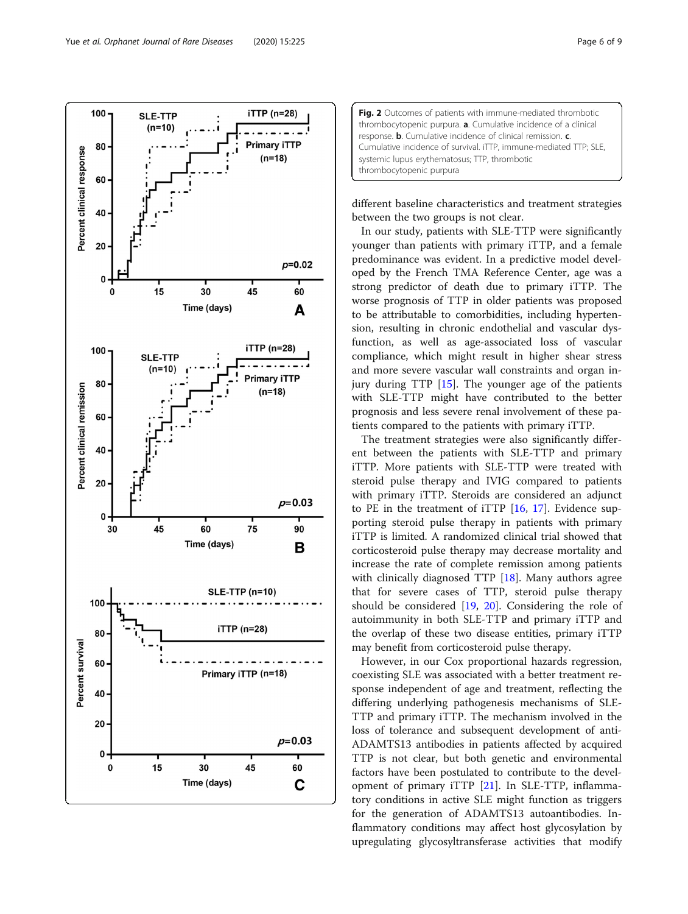**Fig. 2** Outcomes of patients with immune-mediated thrombotic thrombocytopenic purpura. **a**. Cumulative incidence of a clinical response. **b**. Cumulative incidence of clinical remission. **c**. Cumulative incidence of survival. iTTP, immune-mediated TTP; SLE, systemic lupus erythematosus; TTP, thrombotic thrombocytopenic purpura

different baseline characteristics and treatment strategies between the two groups is not clear.

In our study, patients with SLE-TTP were significantly younger than patients with primary iTTP, and a female predominance was evident. In a predictive model developed by the French TMA Reference Center, age was a strong predictor of death due to primary iTTP. The worse prognosis of TTP in older patients was proposed to be attributable to comorbidities, including hypertension, resulting in chronic endothelial and vascular dysfunction, as well as age-associated loss of vascular compliance, which might result in higher shear stress and more severe vascular wall constraints and organ injury during TTP [15]. The younger age of the patients with SLE-TTP might have contributed to the better prognosis and less severe renal involvement of these patients compared to the patients with primary iTTP.

The treatment strategies were also significantly different between the patients with SLE-TTP and primary iTTP. More patients with SLE-TTP were treated with steroid pulse therapy and IVIG compared to patients with primary iTTP. Steroids are considered an adjunct to PE in the treatment of iTTP [16, 17]. Evidence supporting steroid pulse therapy in patients with primary iTTP is limited. A randomized clinical trial showed that corticosteroid pulse therapy may decrease mortality and increase the rate of complete remission among patients with clinically diagnosed TTP [18]. Many authors agree that for severe cases of TTP, steroid pulse therapy should be considered [19, 20]. Considering the role of autoimmunity in both SLE-TTP and primary iTTP and the overlap of these two disease entities, primary iTTP may benefit from corticosteroid pulse therapy.

However, in our Cox proportional hazards regression, coexisting SLE was associated with a better treatment response independent of age and treatment, reflecting the differing underlying pathogenesis mechanisms of SLE-TTP and primary iTTP. The mechanism involved in the loss of tolerance and subsequent development of anti-ADAMTS13 antibodies in patients affected by acquired TTP is not clear, but both genetic and environmental factors have been postulated to contribute to the development of primary iTTP [21]. In SLE-TTP, inflammatory conditions in active SLE might function as triggers for the generation of ADAMTS13 autoantibodies. Inflammatory conditions may affect host glycosylation by upregulating glycosyltransferase activities that modify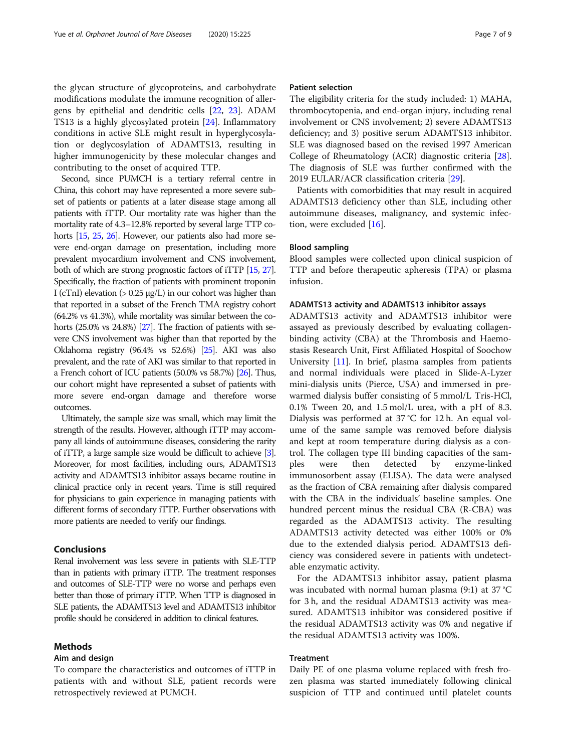the glycan structure of glycoproteins, and carbohydrate modifications modulate the immune recognition of allergens by epithelial and dendritic cells [22, 23]. ADAMTS13 is a highly glycosylated protein [24]. Inflammatory conditions in active SLE might result in hyperglycosylation or deglycosylation of ADAMTS13, resulting in higher immunogenicity by these molecular changes and contributing to the onset of acquired TTP.

Second, since PUMCH is a tertiary referral centre in China, this cohort may have represented a more severe subset of patients or patients at a later disease stage among all patients with iTTP. Our mortality rate was higher than the mortality rate of 4.3–12.8% reported by several large TTP cohorts [15, 25, 26]. However, our patients also had more severe end-organ damage on presentation, including more prevalent myocardium involvement and CNS involvement, both of which are strong prognostic factors of iTTP [15, 27]. Specifically, the fraction of patients with prominent troponin I (cTnI) elevation (> 0.25 μg/L) in our cohort was higher than that reported in a subset of the French TMA registry cohort (64.2% vs 41.3%), while mortality was similar between the cohorts (25.0% vs 24.8%) [27]. The fraction of patients with severe CNS involvement was higher than that reported by the Oklahoma registry (96.4% vs 52.6%) [25]. AKI was also prevalent, and the rate of AKI was similar to that reported in a French cohort of ICU patients (50.0% vs 58.7%) [26]. Thus, our cohort might have represented a subset of patients with more severe end-organ damage and therefore worse outcomes.

Ultimately, the sample size was small, which may limit the strength of the results. However, although iTTP may accompany all kinds of autoimmune diseases, considering the rarity of iTTP, a large sample size would be difficult to achieve [3]. Moreover, for most facilities, including ours, ADAMTS13 activity and ADAMTS13 inhibitor assays became routine in clinical practice only in recent years. Time is still required for physicians to gain experience in managing patients with different forms of secondary iTTP. Further observations with more patients are needed to verify our findings.

## Conclusions

Renal involvement was less severe in patients with SLE-TTP than in patients with primary iTTP. The treatment responses and outcomes of SLE-TTP were no worse and perhaps even better than those of primary iTTP. When TTP is diagnosed in SLE patients, the ADAMTS13 level and ADAMTS13 inhibitor profile should be considered in addition to clinical features.

## Methods

### Aim and design

To compare the characteristics and outcomes of iTTP in patients with and without SLE, patient records were retrospectively reviewed at PUMCH.

### Patient selection

The eligibility criteria for the study included: 1) MAHA, thrombocytopenia, and end-organ injury, including renal involvement or CNS involvement; 2) severe ADAMTS13 deficiency; and 3) positive serum ADAMTS13 inhibitor. SLE was diagnosed based on the revised 1997 American College of Rheumatology (ACR) diagnostic criteria [28]. The diagnosis of SLE was further confirmed with the 2019 EULAR/ACR classification criteria [29].

Patients with comorbidities that may result in acquired ADAMTS13 deficiency other than SLE, including other autoimmune diseases, malignancy, and systemic infection, were excluded [16].

### Blood sampling

Blood samples were collected upon clinical suspicion of TTP and before therapeutic apheresis (TPA) or plasma infusion.

### ADAMTS13 activity and ADAMTS13 inhibitor assays

ADAMTS13 activity and ADAMTS13 inhibitor were assayed as previously described by evaluating collagen-binding activity (CBA) at the Thrombosis and Haemostasis Research Unit, First Affiliated Hospital of Soochow University [11]. In brief, plasma samples from patients and normal individuals were placed in Slide-A-Lyzer mini-dialysis units (Pierce, USA) and immersed in pre-warmed dialysis buffer consisting of 5 mmol/L Tris-HCl, 0.1% Tween 20, and 1.5 mol/L urea, with a pH of 8.3. Dialysis was performed at 37 °C for 12 h. An equal volume of the same sample was removed before dialysis and kept at room temperature during dialysis as a control. The collagen type III binding capacities of the samples were then detected by enzyme-linked immunosorbent assay (ELISA). The data were analysed as the fraction of CBA remaining after dialysis compared with the CBA in the individuals' baseline samples. One hundred percent minus the residual CBA (R-CBA) was regarded as the ADAMTS13 activity. The resulting ADAMTS13 activity detected was either 100% or 0% due to the extended dialysis period. ADAMTS13 deficiency was considered severe in patients with undetectable enzymatic activity.

For the ADAMTS13 inhibitor assay, patient plasma was incubated with normal human plasma (9:1) at 37 °C for 3 h, and the residual ADAMTS13 activity was measured. ADAMTS13 inhibitor was considered positive if the residual ADAMTS13 activity was 0% and negative if the residual ADAMTS13 activity was 100%.

### Treatment

Daily PE of one plasma volume replaced with fresh frozen plasma was started immediately following clinical suspicion of TTP and continued until platelet counts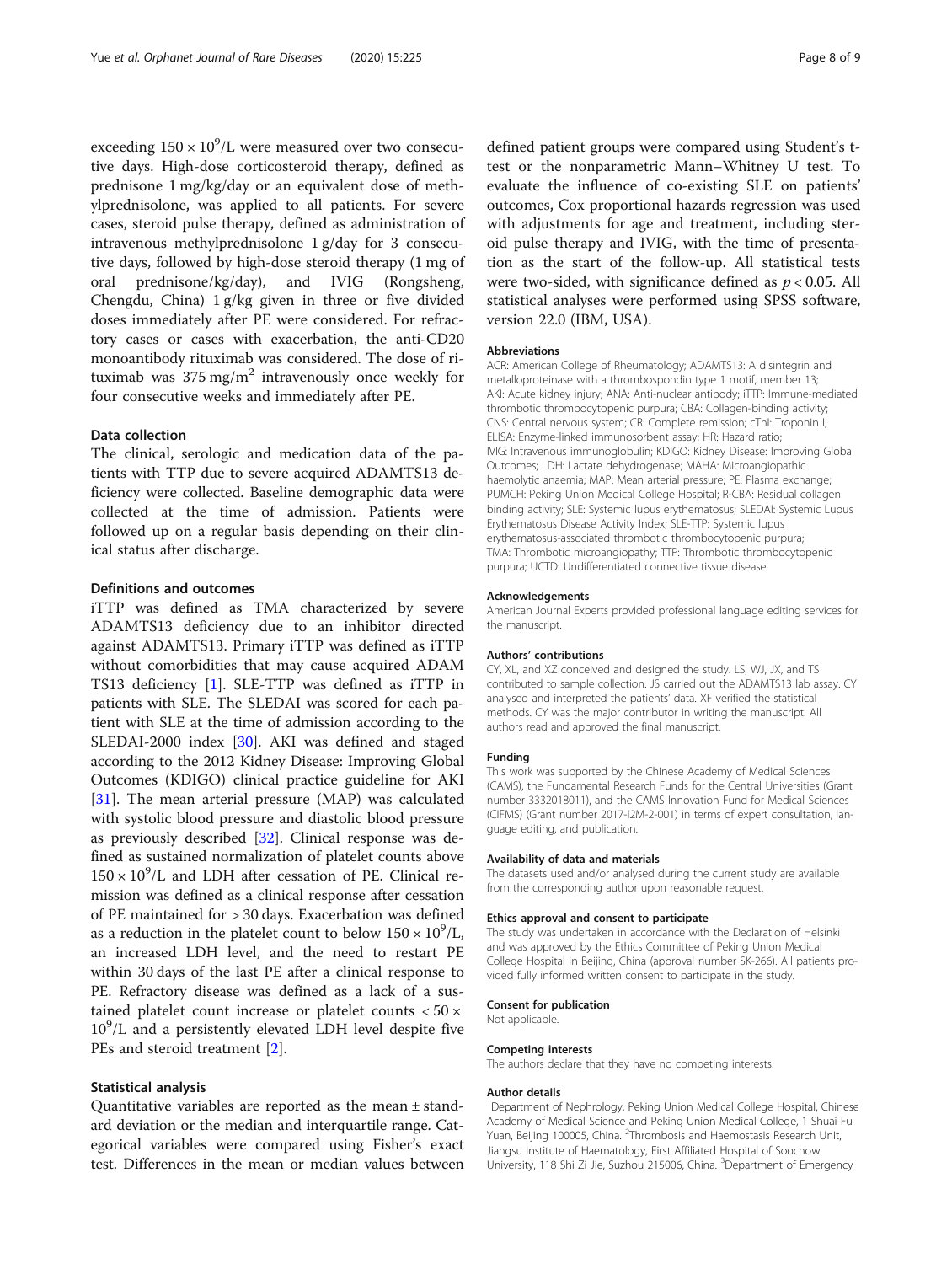exceeding $150 \times 10^9$/L were measured over two consecutive days. High-dose corticosteroid therapy, defined as prednisone 1 mg/kg/day or an equivalent dose of methylprednisolone, was applied to all patients. For severe cases, steroid pulse therapy, defined as administration of intravenous methylprednisolone 1 g/day for 3 consecutive days, followed by high-dose steroid therapy (1 mg of oral prednisone/kg/day), and IVIG (Rongsheng, Chengdu, China) 1 g/kg given in three or five divided doses immediately after PE were considered. For refractory cases or cases with exacerbation, the anti-CD20 monoantibody rituximab was considered. The dose of rituximab was 375 mg/m$^2$ intravenously once weekly for four consecutive weeks and immediately after PE.

### Data collection

The clinical, serologic and medication data of the patients with TTP due to severe acquired ADAMTS13 deficiency were collected. Baseline demographic data were collected at the time of admission. Patients were followed up on a regular basis depending on their clinical status after discharge.

### Definitions and outcomes

iTTP was defined as TMA characterized by severe ADAMTS13 deficiency due to an inhibitor directed against ADAMTS13. Primary iTTP was defined as iTTP without comorbidities that may cause acquired ADAM TS13 deficiency [1]. SLE-TTP was defined as iTTP in patients with SLE. The SLEDAI was scored for each patient with SLE at the time of admission according to the SLEDAI-2000 index [30]. AKI was defined and staged according to the 2012 Kidney Disease: Improving Global Outcomes (KDIGO) clinical practice guideline for AKI [31]. The mean arterial pressure (MAP) was calculated with systolic blood pressure and diastolic blood pressure as previously described [32]. Clinical response was defined as sustained normalization of platelet counts above $150 \times 10^9$/L and LDH after cessation of PE. Clinical remission was defined as a clinical response after cessation of PE maintained for > 30 days. Exacerbation was defined as a reduction in the platelet count to below $150 \times 10^9$/L, an increased LDH level, and the need to restart PE within 30 days of the last PE after a clinical response to PE. Refractory disease was defined as a lack of a sustained platelet count increase or platelet counts $< 50 \times 10^9$/L and a persistently elevated LDH level despite five PEs and steroid treatment [2].

### Statistical analysis

Quantitative variables are reported as the mean ± standard deviation or the median and interquartile range. Categorical variables were compared using Fisher's exact test. Differences in the mean or median values between defined patient groups were compared using Student's t-test or the nonparametric Mann–Whitney U test. To evaluate the influence of co-existing SLE on patients' outcomes, Cox proportional hazards regression was used with adjustments for age and treatment, including steroid pulse therapy and IVIG, with the time of presentation as the start of the follow-up. All statistical tests were two-sided, with significance defined as $p < 0.05$. All statistical analyses were performed using SPSS software, version 22.0 (IBM, USA).

#### Abbreviations

ACR: American College of Rheumatology; ADAMTS13: A disintegrin and metalloproteinase with a thrombospondin type 1 motif, member 13; AKI: Acute kidney injury; ANA: Anti-nuclear antibody; iTTP: Immune-mediated thrombotic thrombocytopenic purpura; CBA: Collagen-binding activity; CNS: Central nervous system; CR: Complete remission; cTnI: Troponin I; ELISA: Enzyme-linked immunosorbent assay; HR: Hazard ratio; IVIG: Intravenous immunoglobulin; KDIGO: Kidney Disease: Improving Global Outcomes; LDH: Lactate dehydrogenase; MAHA: Microangiopathic haemolytic anaemia; MAP: Mean arterial pressure; PE: Plasma exchange; PUMCH: Peking Union Medical College Hospital; R-CBA: Residual collagen binding activity; SLE: Systemic lupus erythematosus; SLEDAI: Systemic Lupus Erythematosus Disease Activity Index; SLE-TTP: Systemic lupus erythematosus-associated thrombotic thrombocytopenic purpura; TMA: Thrombotic microangiopathy; TTP: Thrombotic thrombocytopenic purpura; UCTD: Undifferentiated connective tissue disease

#### Acknowledgements

American Journal Experts provided professional language editing services for the manuscript.

#### Authors' contributions

CY, XL, and XZ conceived and designed the study. LS, WJ, JX, and TS contributed to sample collection. JS carried out the ADAMTS13 lab assay. CY analysed and interpreted the patients' data. XF verified the statistical methods. CY was the major contributor in writing the manuscript. All authors read and approved the final manuscript.

#### Funding

This work was supported by the Chinese Academy of Medical Sciences (CAMS), the Fundamental Research Funds for the Central Universities (Grant number 3332018011), and the CAMS Innovation Fund for Medical Sciences (CIFMS) (Grant number 2017-I2M-2-001) in terms of expert consultation, language editing, and publication.

#### Availability of data and materials

The datasets used and/or analysed during the current study are available from the corresponding author upon reasonable request.

#### Ethics approval and consent to participate

The study was undertaken in accordance with the Declaration of Helsinki and was approved by the Ethics Committee of Peking Union Medical College Hospital in Beijing, China (approval number SK-266). All patients provided fully informed written consent to participate in the study.

#### Consent for publication

Not applicable.

#### Competing interests

The authors declare that they have no competing interests.

#### Author details

[1]Department of Nephrology, Peking Union Medical College Hospital, Chinese Academy of Medical Science and Peking Union Medical College, 1 Shuai Fu Yuan, Beijing 100005, China. [2]Thrombosis and Haemostasis Research Unit, Jiangsu Institute of Haematology, First Affiliated Hospital of Soochow University, 118 Shi Zi Jie, Suzhou 215006, China. [3]Department of Emergency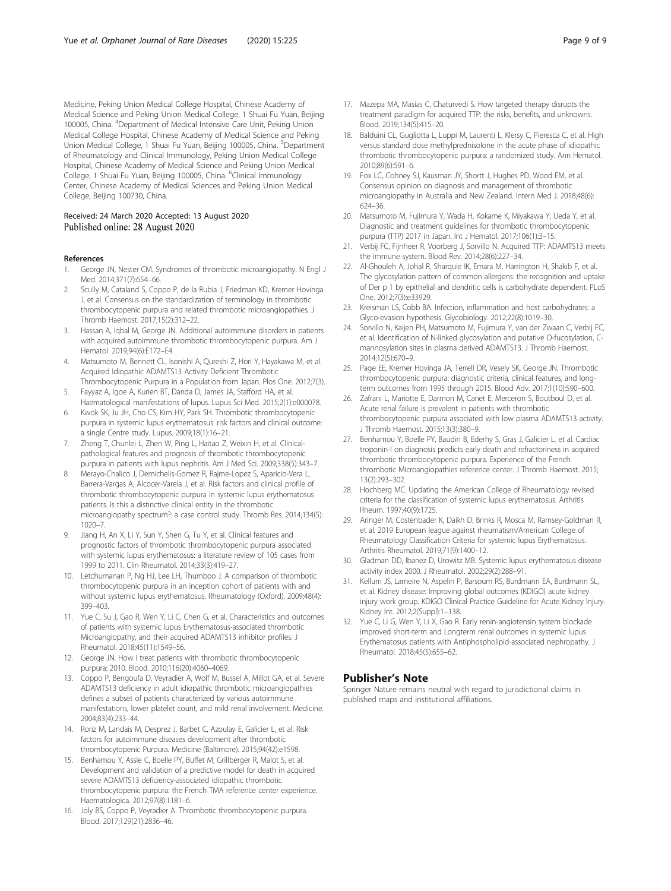Medicine, Peking Union Medical College Hospital, Chinese Academy of Medical Science and Peking Union Medical College, 1 Shuai Fu Yuan, Beijing 100005, China. [4]Department of Medical Intensive Care Unit, Peking Union Medical College Hospital, Chinese Academy of Medical Science and Peking Union Medical College, 1 Shuai Fu Yuan, Beijing 100005, China. [5]Department of Rheumatology and Clinical Immunology, Peking Union Medical College Hospital, Chinese Academy of Medical Science and Peking Union Medical College, 1 Shuai Fu Yuan, Beijing 100005, China. [6]Clinical Immunology Center, Chinese Academy of Medical Sciences and Peking Union Medical College, Beijing 100730, China.

Received: 24 March 2020 Accepted: 13 August 2020
Published online: 28 August 2020

#### References

1. George JN, Nester CM. Syndromes of thrombotic microangiopathy. N Engl J Med. 2014;371(7):654–66.
2. Scully M, Cataland S, Coppo P, de la Rubia J, Friedman KD, Kremer Hovinga J, et al. Consensus on the standardization of terminology in thrombotic thrombocytopenic purpura and related thrombotic microangiopathies. J Thromb Haemost. 2017;15(2):312–22.
3. Hassan A, Iqbal M, George JN. Additional autoimmune disorders in patients with acquired autoimmune thrombotic thrombocytopenic purpura. Am J Hematol. 2019;94(6):E172–E4.
4. Matsumoto M, Bennett CL, Isonishi A, Qureshi Z, Hori Y, Hayakawa M, et al. Acquired Idiopathic ADAMTS13 Activity Deficient Thrombotic Thrombocytopenic Purpura in a Population from Japan. Plos One. 2012;7(3).
5. Fayyaz A, Igoe A, Kurien BT, Danda D, James JA, Stafford HA, et al. Haematological manifestations of lupus. Lupus Sci Med. 2015;2(1):e000078.
6. Kwok SK, Ju JH, Cho CS, Kim HY, Park SH. Thrombotic thrombocytopenic purpura in systemic lupus erythematosus: risk factors and clinical outcome: a single Centre study. Lupus. 2009;18(1):16–21.
7. Zheng T, Chunlei L, Zhen W, Ping L, Haitao Z, Weixin H, et al. Clinical-pathological features and prognosis of thrombotic thrombocytopenic purpura in patients with lupus nephritis. Am J Med Sci. 2009;338(5):343–7.
8. Merayo-Chalico J, Demichelis-Gomez R, Rajme-Lopez S, Aparicio-Vera L, Barrera-Vargas A, Alcocer-Varela J, et al. Risk factors and clinical profile of thrombotic thrombocytopenic purpura in systemic lupus erythematosus patients. Is this a distinctive clinical entity in the thrombotic microangiopathy spectrum?: a case control study. Thromb Res. 2014;134(5):1020–7.
9. Jiang H, An X, Li Y, Sun Y, Shen G, Tu Y, et al. Clinical features and prognostic factors of thrombotic thrombocytopenic purpura associated with systemic lupus erythematosus: a literature review of 105 cases from 1999 to 2011. Clin Rheumatol. 2014;33(3):419–27.
10. Letchumanan P, Ng HJ, Lee LH, Thumboo J. A comparison of thrombotic thrombocytopenic purpura in an inception cohort of patients with and without systemic lupus erythematosus. Rheumatology (Oxford). 2009;48(4):399–403.
11. Yue C, Su J, Gao R, Wen Y, Li C, Chen G, et al. Characteristics and outcomes of patients with systemic lupus Erythematosus-associated thrombotic Microangiopathy, and their acquired ADAMTS13 inhibitor profiles. J Rheumatol. 2018;45(11):1549–56.
12. George JN. How I treat patients with thrombotic thrombocytopenic purpura: 2010. Blood. 2010;116(20):4060–4069.
13. Coppo P, Bengoufa D, Veyradier A, Wolf M, Bussel A, Millot GA, et al. Severe ADAMTS13 deficiency in adult idiopathic thrombotic microangiopathies defines a subset of patients characterized by various autoimmune manifestations, lower platelet count, and mild renal involvement. Medicine. 2004;83(4):233–44.
14. Roriz M, Landais M, Desprez J, Barbet C, Azoulay E, Galicier L, et al. Risk factors for autoimmune diseases development after thrombotic thrombocytopenic Purpura. Medicine (Baltimore). 2015;94(42):e1598.
15. Benhamou Y, Assie C, Boelle PY, Buffet M, Grillberger R, Malot S, et al. Development and validation of a predictive model for death in acquired severe ADAMTS13 deficiency-associated idiopathic thrombotic thrombocytopenic purpura: the French TMA reference center experience. Haematologica. 2012;97(8):1181–6.
16. Joly BS, Coppo P, Veyradier A. Thrombotic thrombocytopenic purpura. Blood. 2017;129(21):2836–46.
17. Mazepa MA, Masias C, Chaturvedi S. How targeted therapy disrupts the treatment paradigm for acquired TTP: the risks, benefits, and unknowns. Blood. 2019;134(5):415–20.
18. Balduini CL, Gugliotta L, Luppi M, Laurenti L, Klersy C, Pieresca C, et al. High versus standard dose methylprednisolone in the acute phase of idiopathic thrombotic thrombocytopenic purpura: a randomized study. Ann Hematol. 2010;89(6):591–6.
19. Fox LC, Cohney SJ, Kausman JY, Shortt J, Hughes PD, Wood EM, et al. Consensus opinion on diagnosis and management of thrombotic microangiopathy in Australia and New Zealand. Intern Med J. 2018;48(6):624–36.
20. Matsumoto M, Fujimura Y, Wada H, Kokame K, Miyakawa Y, Ueda Y, et al. Diagnostic and treatment guidelines for thrombotic thrombocytopenic purpura (TTP) 2017 in Japan. Int J Hematol. 2017;106(1):3–15.
21. Verbij FC, Fijnheer R, Voorberg J, Sorvillo N. Acquired TTP: ADAMTS13 meets the immune system. Blood Rev. 2014;28(6):227–34.
22. Al-Ghouleh A, Johal R, Sharquie IK, Emara M, Harrington H, Shakib F, et al. The glycosylation pattern of common allergens: the recognition and uptake of Der p 1 by epithelial and dendritic cells is carbohydrate dependent. PLoS One. 2012;7(3):e33929.
23. Kreisman LS, Cobb BA. Infection, inflammation and host carbohydrates: a Glyco-evasion hypothesis. Glycobiology. 2012;22(8):1019–30.
24. Sorvillo N, Kaijen PH, Matsumoto M, Fujimura Y, van der Zwaan C, Verbij FC, et al. Identification of N-linked glycosylation and putative O-fucosylation, C-mannosylation sites in plasma derived ADAMTS13. J Thromb Haemost. 2014;12(5):670–9.
25. Page EE, Kremer Hovinga JA, Terrell DR, Vesely SK, George JN. Thrombotic thrombocytopenic purpura: diagnostic criteria, clinical features, and long-term outcomes from 1995 through 2015. Blood Adv. 2017;1(10):590–600.
26. Zafrani L, Mariotte E, Darmon M, Canet E, Merceron S, Boutboul D, et al. Acute renal failure is prevalent in patients with thrombotic thrombocytopenic purpura associated with low plasma ADAMTS13 activity. J Thromb Haemost. 2015;13(3):380–9.
27. Benhamou Y, Boelle PY, Baudin B, Ederhy S, Gras J, Galicier L, et al. Cardiac troponin-I on diagnosis predicts early death and refractoriness in acquired thrombotic thrombocytopenic purpura. Experience of the French thrombotic Microangiopathies reference center. J Thromb Haemost. 2015;13(2):293–302.
28. Hochberg MC. Updating the American College of Rheumatology revised criteria for the classification of systemic lupus erythematosus. Arthritis Rheum. 1997;40(9):1725.
29. Aringer M, Costenbader K, Daikh D, Brinks R, Mosca M, Ramsey-Goldman R, et al. 2019 European league against rheumatism/American College of Rheumatology Classification Criteria for systemic lupus Erythematosus. Arthritis Rheumatol. 2019;71(9):1400–12.
30. Gladman DD, Ibanez D, Urowitz MB. Systemic lupus erythematosus disease activity index 2000. J Rheumatol. 2002;29(2):288–91.
31. Kellum JS, Lameire N, Aspelin P, Barsoum RS, Burdmann EA, Burdmann SL, et al. Kidney disease: Improving global outcomes (KDIGO) acute kidney injury work group. KDIGO Clinical Practice Guideline for Acute Kidney Injury. Kidney Int. 2012;2(Suppl):1–138.
32. Yue C, Li G, Wen Y, Li X, Gao R. Early renin-angiotensin system blockade improved short-term and Longterm renal outcomes in systemic lupus Erythematosus patients with Antiphospholipid-associated nephropathy. J Rheumatol. 2018;45(5):655–62.

## Publisher's Note

Springer Nature remains neutral with regard to jurisdictional claims in published maps and institutional affiliations.